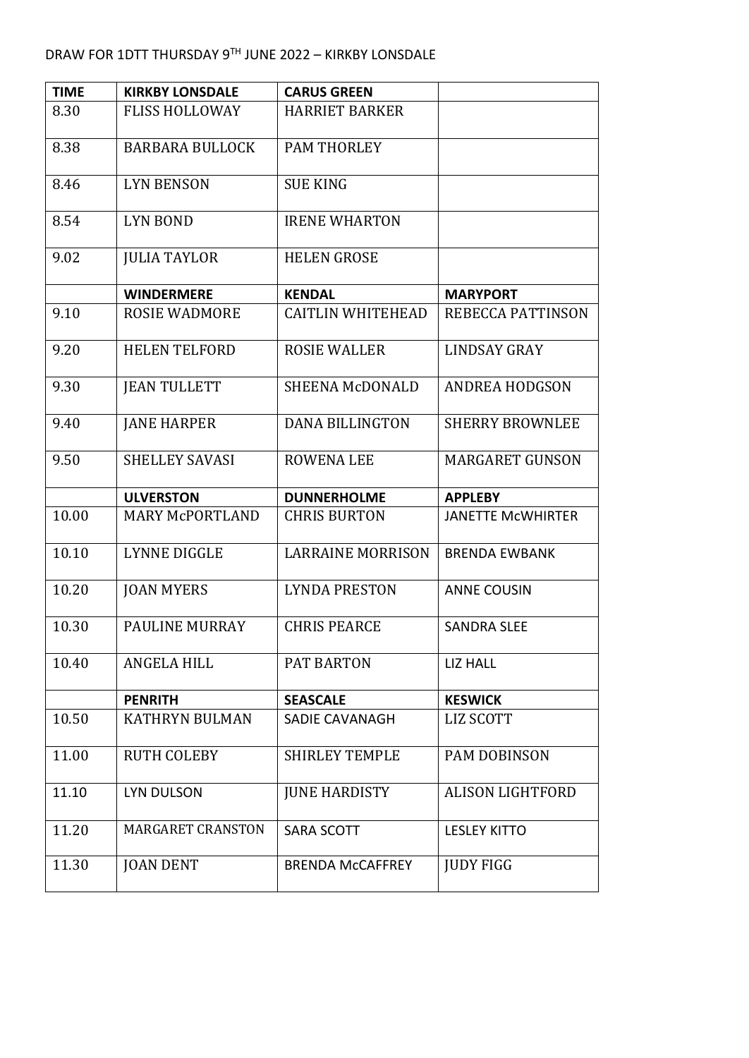DRAW FOR 1DTT THURSDAY 9TH JUNE 2022 – KIRKBY LONSDALE

| TIME | KIRKBY LONSDALE | CARUS GREEN | |
|---|---|---|---|
| 8.30 | FLISS HOLLOWAY | HARRIET BARKER | |
| 8.38 | BARBARA BULLOCK | PAM THORLEY | |
| 8.46 | LYN BENSON | SUE KING | |
| 8.54 | LYN BOND | IRENE WHARTON | |
| 9.02 | JULIA TAYLOR | HELEN GROSE | |
| | **WINDERMERE** | **KENDAL** | **MARYPORT** |
| 9.10 | ROSIE WADMORE | CAITLIN WHITEHEAD | REBECCA PATTINSON |
| 9.20 | HELEN TELFORD | ROSIE WALLER | LINDSAY GRAY |
| 9.30 | JEAN TULLETT | SHEENA McDONALD | ANDREA HODGSON |
| 9.40 | JANE HARPER | DANA BILLINGTON | SHERRY BROWNLEE |
| 9.50 | SHELLEY SAVASI | ROWENA LEE | MARGARET GUNSON |
| | **ULVERSTON** | **DUNNERHOLME** | **APPLEBY** |
| 10.00 | MARY McPORTLAND | CHRIS BURTON | JANETTE McWHIRTER |
| 10.10 | LYNNE DIGGLE | LARRAINE MORRISON | BRENDA EWBANK |
| 10.20 | JOAN MYERS | LYNDA PRESTON | ANNE COUSIN |
| 10.30 | PAULINE MURRAY | CHRIS PEARCE | SANDRA SLEE |
| 10.40 | ANGELA HILL | PAT BARTON | LIZ HALL |
| | **PENRITH** | **SEASCALE** | **KESWICK** |
| 10.50 | KATHRYN BULMAN | SADIE CAVANAGH | LIZ SCOTT |
| 11.00 | RUTH COLEBY | SHIRLEY TEMPLE | PAM DOBINSON |
| 11.10 | LYN DULSON | JUNE HARDISTY | ALISON LIGHTFORD |
| 11.20 | MARGARET CRANSTON | SARA SCOTT | LESLEY KITTO |
| 11.30 | JOAN DENT | BRENDA McCAFFREY | JUDY FIGG |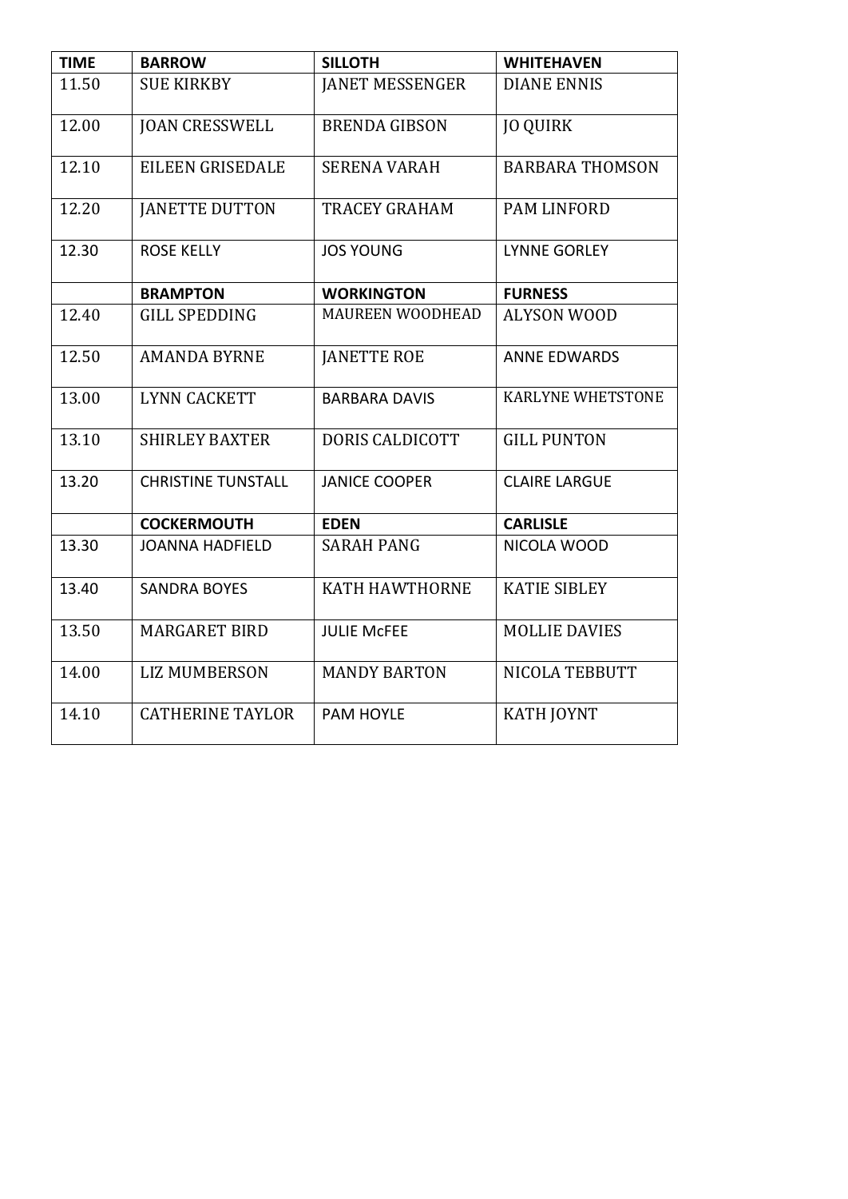| TIME | BARROW | SILLOTH | WHITEHAVEN |
|---|---|---|---|
| 11.50 | SUE KIRKBY | JANET MESSENGER | DIANE ENNIS |
| 12.00 | JOAN CRESSWELL | BRENDA GIBSON | JO QUIRK |
| 12.10 | EILEEN GRISEDALE | SERENA VARAH | BARBARA THOMSON |
| 12.20 | JANETTE DUTTON | TRACEY GRAHAM | PAM LINFORD |
| 12.30 | ROSE KELLY | JOS YOUNG | LYNNE GORLEY |
| | **BRAMPTON** | **WORKINGTON** | **FURNESS** |
| 12.40 | GILL SPEDDING | MAUREEN WOODHEAD | ALYSON WOOD |
| 12.50 | AMANDA BYRNE | JANETTE ROE | ANNE EDWARDS |
| 13.00 | LYNN CACKETT | BARBARA DAVIS | KARLYNE WHETSTONE |
| 13.10 | SHIRLEY BAXTER | DORIS CALDICOTT | GILL PUNTON |
| 13.20 | CHRISTINE TUNSTALL | JANICE COOPER | CLAIRE LARGUE |
| | **COCKERMOUTH** | **EDEN** | **CARLISLE** |
| 13.30 | JOANNA HADFIELD | SARAH PANG | NICOLA WOOD |
| 13.40 | SANDRA BOYES | KATH HAWTHORNE | KATIE SIBLEY |
| 13.50 | MARGARET BIRD | JULIE McFEE | MOLLIE DAVIES |
| 14.00 | LIZ MUMBERSON | MANDY BARTON | NICOLA TEBBUTT |
| 14.10 | CATHERINE TAYLOR | PAM HOYLE | KATH JOYNT |